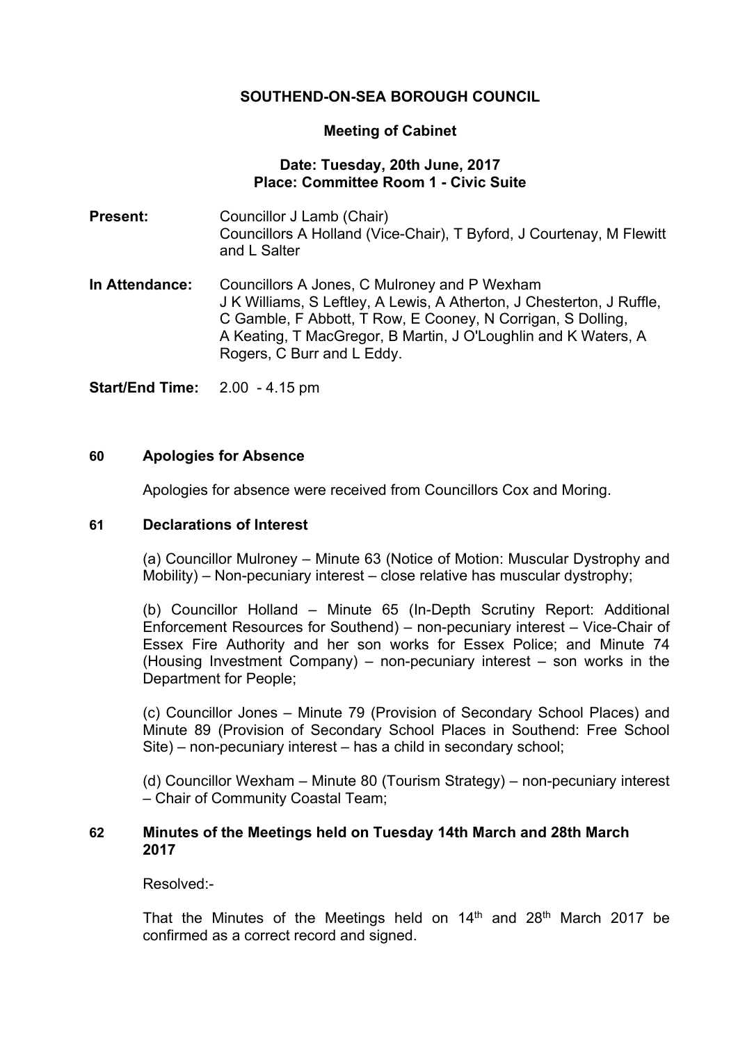**SOUTHEND-ON-SEA BOROUGH COUNCIL**

**Meeting of Cabinet**

**Date: Tuesday, 20th June, 2017**
**Place: Committee Room 1 - Civic Suite**

**Present:** Councillor J Lamb (Chair)
Councillors A Holland (Vice-Chair), T Byford, J Courtenay, M Flewitt and L Salter

**In Attendance:** Councillors A Jones, C Mulroney and P Wexham
J K Williams, S Leftley, A Lewis, A Atherton, J Chesterton, J Ruffle, C Gamble, F Abbott, T Row, E Cooney, N Corrigan, S Dolling, A Keating, T MacGregor, B Martin, J O'Loughlin and K Waters, A Rogers, C Burr and L Eddy.

**Start/End Time:** 2.00 - 4.15 pm

## 60 Apologies for Absence

Apologies for absence were received from Councillors Cox and Moring.

## 61 Declarations of Interest

(a) Councillor Mulroney – Minute 63 (Notice of Motion: Muscular Dystrophy and Mobility) – Non-pecuniary interest – close relative has muscular dystrophy;

(b) Councillor Holland – Minute 65 (In-Depth Scrutiny Report: Additional Enforcement Resources for Southend) – non-pecuniary interest – Vice-Chair of Essex Fire Authority and her son works for Essex Police; and Minute 74 (Housing Investment Company) – non-pecuniary interest – son works in the Department for People;

(c) Councillor Jones – Minute 79 (Provision of Secondary School Places) and Minute 89 (Provision of Secondary School Places in Southend: Free School Site) – non-pecuniary interest – has a child in secondary school;

(d) Councillor Wexham – Minute 80 (Tourism Strategy) – non-pecuniary interest – Chair of Community Coastal Team;

## 62 Minutes of the Meetings held on Tuesday 14th March and 28th March 2017

Resolved:-

That the Minutes of the Meetings held on 14th and 28th March 2017 be confirmed as a correct record and signed.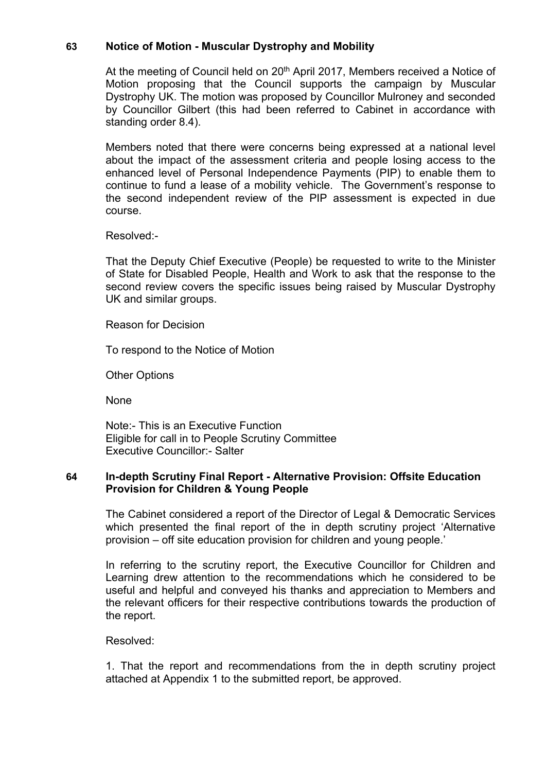## 63 Notice of Motion - Muscular Dystrophy and Mobility

At the meeting of Council held on 20th April 2017, Members received a Notice of Motion proposing that the Council supports the campaign by Muscular Dystrophy UK. The motion was proposed by Councillor Mulroney and seconded by Councillor Gilbert (this had been referred to Cabinet in accordance with standing order 8.4).

Members noted that there were concerns being expressed at a national level about the impact of the assessment criteria and people losing access to the enhanced level of Personal Independence Payments (PIP) to enable them to continue to fund a lease of a mobility vehicle. The Government's response to the second independent review of the PIP assessment is expected in due course.

Resolved:-

That the Deputy Chief Executive (People) be requested to write to the Minister of State for Disabled People, Health and Work to ask that the response to the second review covers the specific issues being raised by Muscular Dystrophy UK and similar groups.

Reason for Decision

To respond to the Notice of Motion

Other Options

None

Note:- This is an Executive Function
Eligible for call in to People Scrutiny Committee
Executive Councillor:- Salter

## 64 In-depth Scrutiny Final Report - Alternative Provision: Offsite Education Provision for Children & Young People

The Cabinet considered a report of the Director of Legal & Democratic Services which presented the final report of the in depth scrutiny project 'Alternative provision – off site education provision for children and young people.'

In referring to the scrutiny report, the Executive Councillor for Children and Learning drew attention to the recommendations which he considered to be useful and helpful and conveyed his thanks and appreciation to Members and the relevant officers for their respective contributions towards the production of the report.

Resolved:

1. That the report and recommendations from the in depth scrutiny project attached at Appendix 1 to the submitted report, be approved.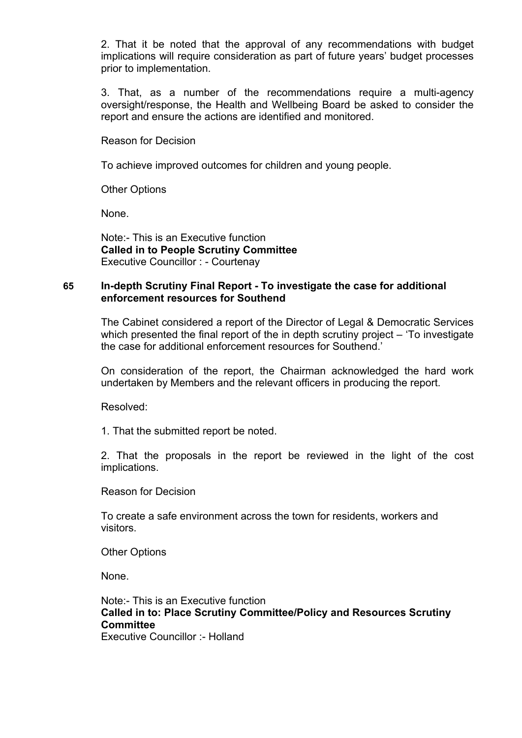2. That it be noted that the approval of any recommendations with budget implications will require consideration as part of future years' budget processes prior to implementation.

3. That, as a number of the recommendations require a multi-agency oversight/response, the Health and Wellbeing Board be asked to consider the report and ensure the actions are identified and monitored.

Reason for Decision

To achieve improved outcomes for children and young people.

Other Options

None.

Note:- This is an Executive function
**Called in to People Scrutiny Committee**
Executive Councillor : - Courtenay

## 65 In-depth Scrutiny Final Report - To investigate the case for additional enforcement resources for Southend

The Cabinet considered a report of the Director of Legal & Democratic Services which presented the final report of the in depth scrutiny project – 'To investigate the case for additional enforcement resources for Southend.'

On consideration of the report, the Chairman acknowledged the hard work undertaken by Members and the relevant officers in producing the report.

Resolved:

1. That the submitted report be noted.

2. That the proposals in the report be reviewed in the light of the cost implications.

Reason for Decision

To create a safe environment across the town for residents, workers and visitors.

Other Options

None.

Note:- This is an Executive function
**Called in to: Place Scrutiny Committee/Policy and Resources Scrutiny Committee**
Executive Councillor :- Holland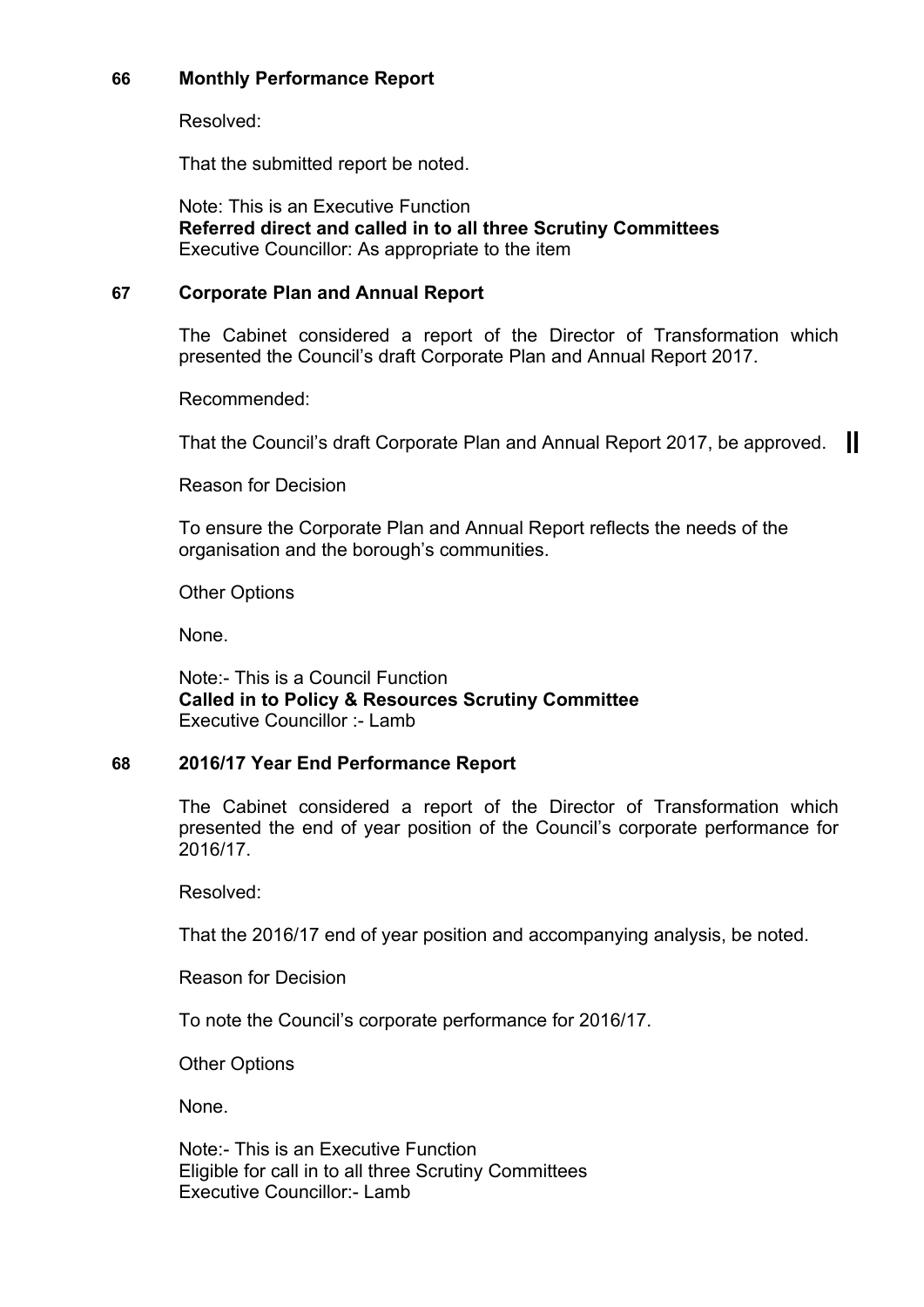## 66 Monthly Performance Report

Resolved:

That the submitted report be noted.

Note: This is an Executive Function
**Referred direct and called in to all three Scrutiny Committees**
Executive Councillor: As appropriate to the item

## 67 Corporate Plan and Annual Report

The Cabinet considered a report of the Director of Transformation which presented the Council's draft Corporate Plan and Annual Report 2017.

Recommended:

That the Council's draft Corporate Plan and Annual Report 2017, be approved.

Reason for Decision

To ensure the Corporate Plan and Annual Report reflects the needs of the organisation and the borough's communities.

Other Options

None.

Note:- This is a Council Function
**Called in to Policy & Resources Scrutiny Committee**
Executive Councillor :- Lamb

## 68 2016/17 Year End Performance Report

The Cabinet considered a report of the Director of Transformation which presented the end of year position of the Council's corporate performance for 2016/17.

Resolved:

That the 2016/17 end of year position and accompanying analysis, be noted.

Reason for Decision

To note the Council's corporate performance for 2016/17.

Other Options

None.

Note:- This is an Executive Function
Eligible for call in to all three Scrutiny Committees
Executive Councillor:- Lamb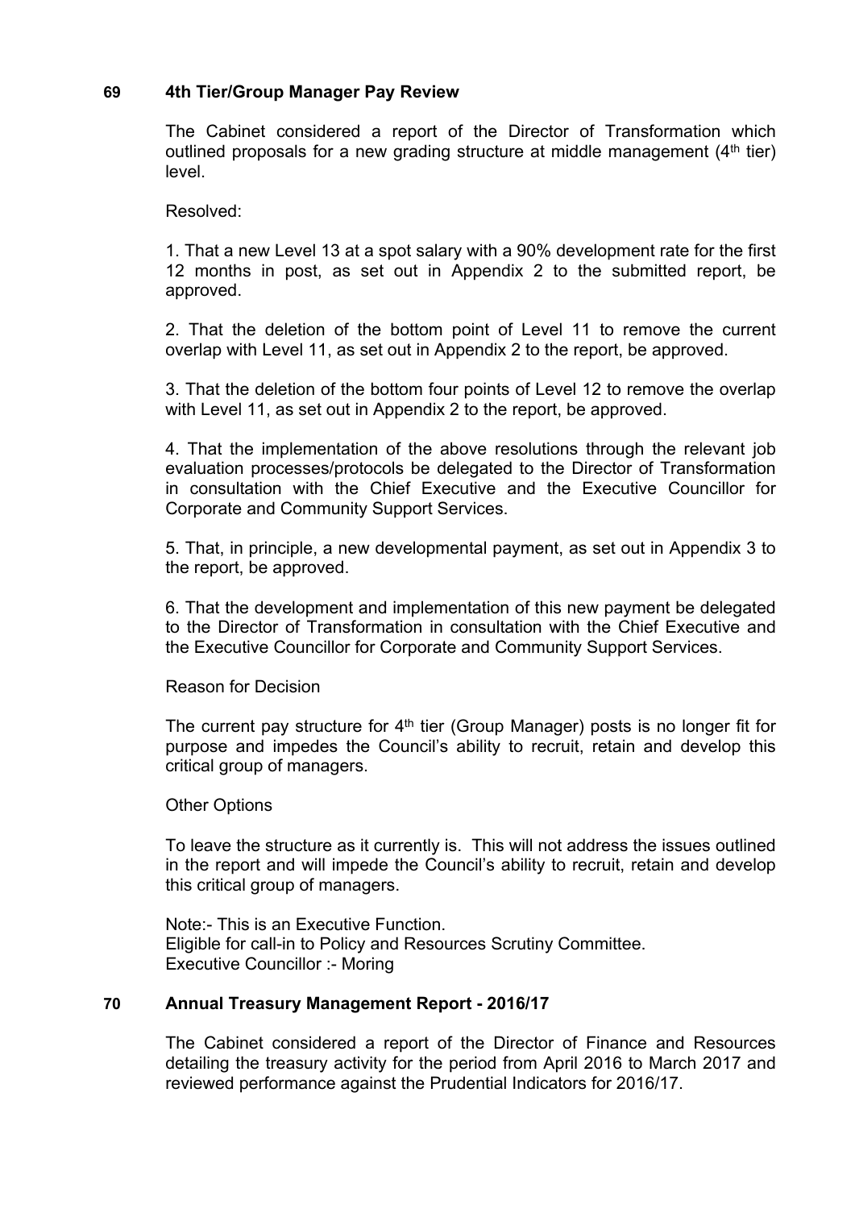## 69 4th Tier/Group Manager Pay Review

The Cabinet considered a report of the Director of Transformation which outlined proposals for a new grading structure at middle management (4th tier) level.

Resolved:

1. That a new Level 13 at a spot salary with a 90% development rate for the first 12 months in post, as set out in Appendix 2 to the submitted report, be approved.

2. That the deletion of the bottom point of Level 11 to remove the current overlap with Level 11, as set out in Appendix 2 to the report, be approved.

3. That the deletion of the bottom four points of Level 12 to remove the overlap with Level 11, as set out in Appendix 2 to the report, be approved.

4. That the implementation of the above resolutions through the relevant job evaluation processes/protocols be delegated to the Director of Transformation in consultation with the Chief Executive and the Executive Councillor for Corporate and Community Support Services.

5. That, in principle, a new developmental payment, as set out in Appendix 3 to the report, be approved.

6. That the development and implementation of this new payment be delegated to the Director of Transformation in consultation with the Chief Executive and the Executive Councillor for Corporate and Community Support Services.

Reason for Decision

The current pay structure for 4th tier (Group Manager) posts is no longer fit for purpose and impedes the Council's ability to recruit, retain and develop this critical group of managers.

Other Options

To leave the structure as it currently is. This will not address the issues outlined in the report and will impede the Council's ability to recruit, retain and develop this critical group of managers.

Note:- This is an Executive Function.
Eligible for call-in to Policy and Resources Scrutiny Committee.
Executive Councillor :- Moring

## 70 Annual Treasury Management Report - 2016/17

The Cabinet considered a report of the Director of Finance and Resources detailing the treasury activity for the period from April 2016 to March 2017 and reviewed performance against the Prudential Indicators for 2016/17.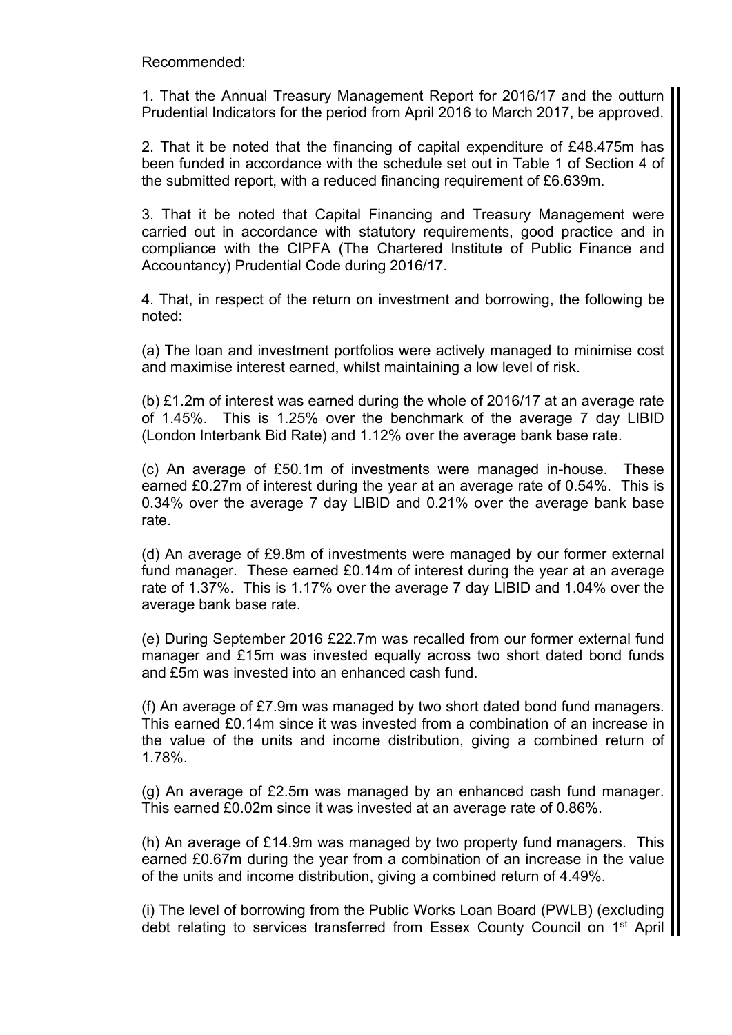Recommended:

1. That the Annual Treasury Management Report for 2016/17 and the outturn Prudential Indicators for the period from April 2016 to March 2017, be approved.

2. That it be noted that the financing of capital expenditure of £48.475m has been funded in accordance with the schedule set out in Table 1 of Section 4 of the submitted report, with a reduced financing requirement of £6.639m.

3. That it be noted that Capital Financing and Treasury Management were carried out in accordance with statutory requirements, good practice and in compliance with the CIPFA (The Chartered Institute of Public Finance and Accountancy) Prudential Code during 2016/17.

4. That, in respect of the return on investment and borrowing, the following be noted:

(a) The loan and investment portfolios were actively managed to minimise cost and maximise interest earned, whilst maintaining a low level of risk.

(b) £1.2m of interest was earned during the whole of 2016/17 at an average rate of 1.45%. This is 1.25% over the benchmark of the average 7 day LIBID (London Interbank Bid Rate) and 1.12% over the average bank base rate.

(c) An average of £50.1m of investments were managed in-house. These earned £0.27m of interest during the year at an average rate of 0.54%. This is 0.34% over the average 7 day LIBID and 0.21% over the average bank base rate.

(d) An average of £9.8m of investments were managed by our former external fund manager. These earned £0.14m of interest during the year at an average rate of 1.37%. This is 1.17% over the average 7 day LIBID and 1.04% over the average bank base rate.

(e) During September 2016 £22.7m was recalled from our former external fund manager and £15m was invested equally across two short dated bond funds and £5m was invested into an enhanced cash fund.

(f) An average of £7.9m was managed by two short dated bond fund managers. This earned £0.14m since it was invested from a combination of an increase in the value of the units and income distribution, giving a combined return of 1.78%.

(g) An average of £2.5m was managed by an enhanced cash fund manager. This earned £0.02m since it was invested at an average rate of 0.86%.

(h) An average of £14.9m was managed by two property fund managers. This earned £0.67m during the year from a combination of an increase in the value of the units and income distribution, giving a combined return of 4.49%.

(i) The level of borrowing from the Public Works Loan Board (PWLB) (excluding debt relating to services transferred from Essex County Council on 1st April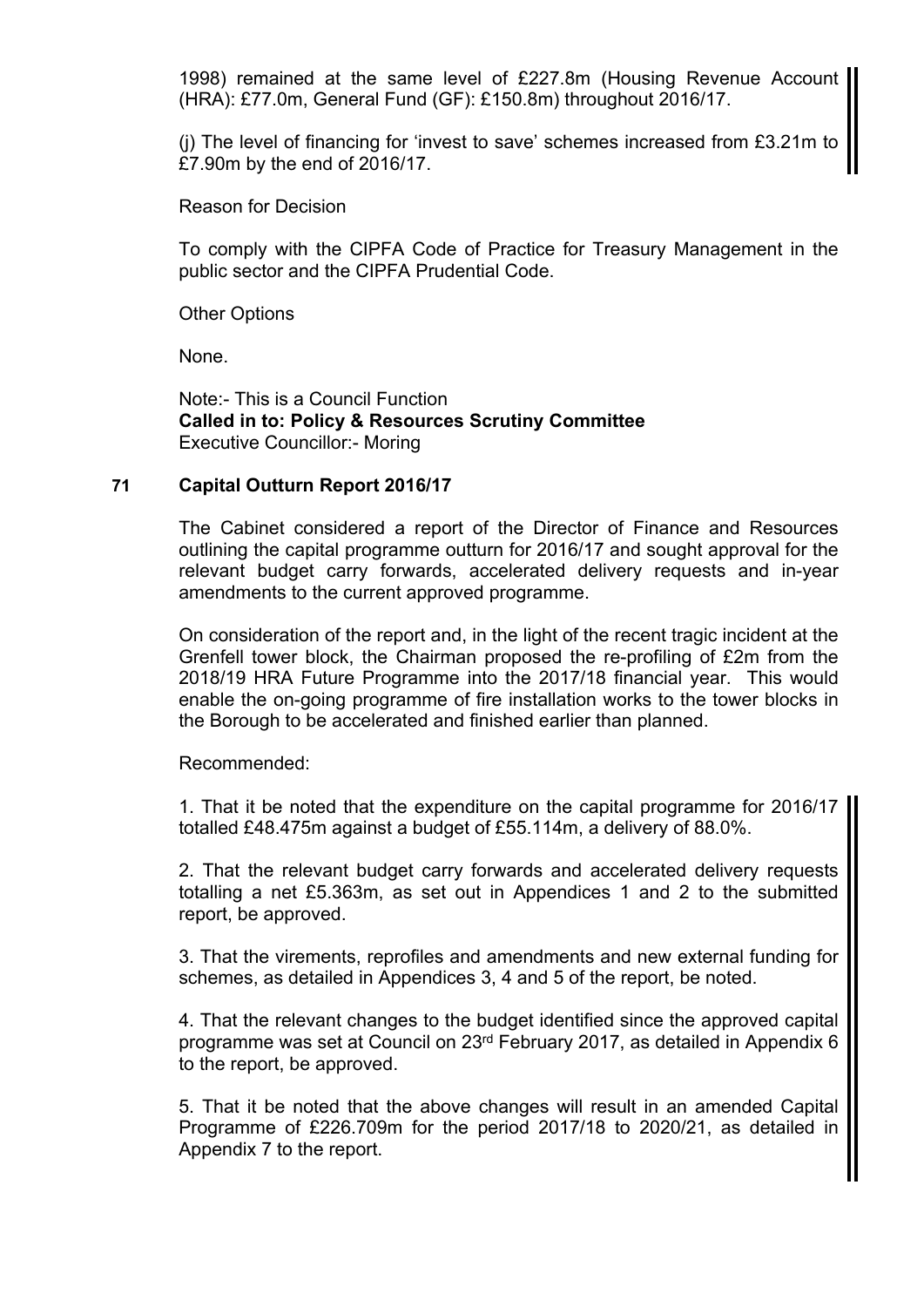1998) remained at the same level of £227.8m (Housing Revenue Account (HRA): £77.0m, General Fund (GF): £150.8m) throughout 2016/17.

(j) The level of financing for 'invest to save' schemes increased from £3.21m to £7.90m by the end of 2016/17.

Reason for Decision

To comply with the CIPFA Code of Practice for Treasury Management in the public sector and the CIPFA Prudential Code.

Other Options

None.

Note:- This is a Council Function
**Called in to: Policy & Resources Scrutiny Committee**
Executive Councillor:- Moring

## 71 Capital Outturn Report 2016/17

The Cabinet considered a report of the Director of Finance and Resources outlining the capital programme outturn for 2016/17 and sought approval for the relevant budget carry forwards, accelerated delivery requests and in-year amendments to the current approved programme.

On consideration of the report and, in the light of the recent tragic incident at the Grenfell tower block, the Chairman proposed the re-profiling of £2m from the 2018/19 HRA Future Programme into the 2017/18 financial year. This would enable the on-going programme of fire installation works to the tower blocks in the Borough to be accelerated and finished earlier than planned.

Recommended:

1. That it be noted that the expenditure on the capital programme for 2016/17 totalled £48.475m against a budget of £55.114m, a delivery of 88.0%.

2. That the relevant budget carry forwards and accelerated delivery requests totalling a net £5.363m, as set out in Appendices 1 and 2 to the submitted report, be approved.

3. That the virements, reprofiles and amendments and new external funding for schemes, as detailed in Appendices 3, 4 and 5 of the report, be noted.

4. That the relevant changes to the budget identified since the approved capital programme was set at Council on 23rd February 2017, as detailed in Appendix 6 to the report, be approved.

5. That it be noted that the above changes will result in an amended Capital Programme of £226.709m for the period 2017/18 to 2020/21, as detailed in Appendix 7 to the report.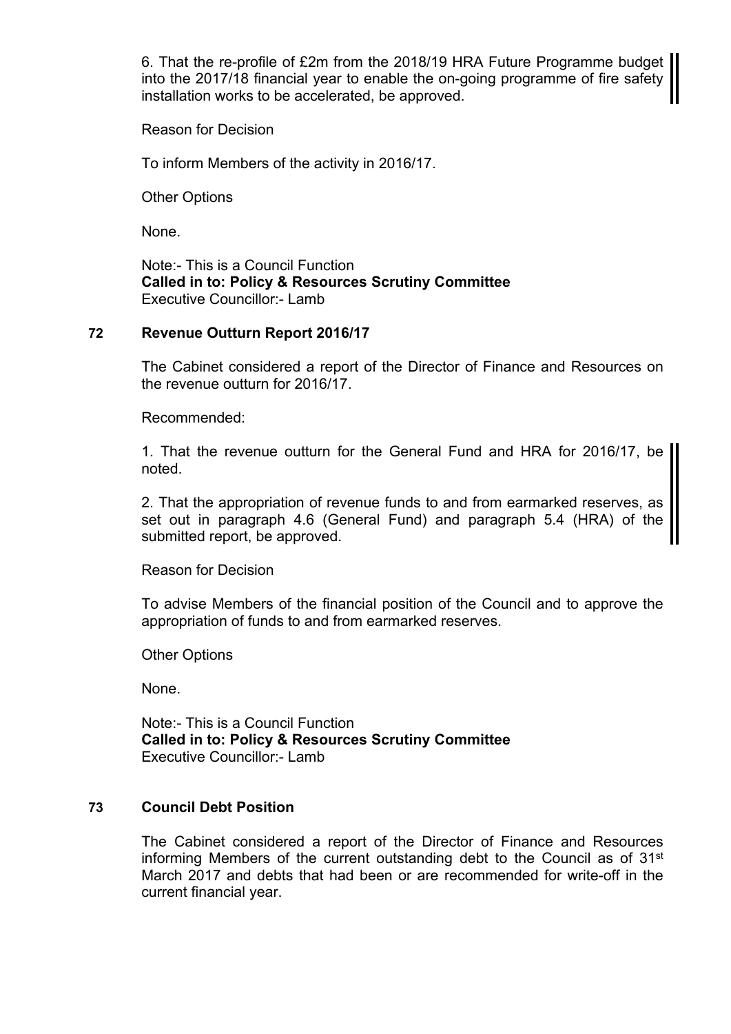6. That the re-profile of £2m from the 2018/19 HRA Future Programme budget into the 2017/18 financial year to enable the on-going programme of fire safety installation works to be accelerated, be approved.

Reason for Decision

To inform Members of the activity in 2016/17.

Other Options

None.

Note:- This is a Council Function
**Called in to: Policy & Resources Scrutiny Committee**
Executive Councillor:- Lamb

## 72 Revenue Outturn Report 2016/17

The Cabinet considered a report of the Director of Finance and Resources on the revenue outturn for 2016/17.

Recommended:

1. That the revenue outturn for the General Fund and HRA for 2016/17, be noted.

2. That the appropriation of revenue funds to and from earmarked reserves, as set out in paragraph 4.6 (General Fund) and paragraph 5.4 (HRA) of the submitted report, be approved.

Reason for Decision

To advise Members of the financial position of the Council and to approve the appropriation of funds to and from earmarked reserves.

Other Options

None.

Note:- This is a Council Function
**Called in to: Policy & Resources Scrutiny Committee**
Executive Councillor:- Lamb

## 73 Council Debt Position

The Cabinet considered a report of the Director of Finance and Resources informing Members of the current outstanding debt to the Council as of 31st March 2017 and debts that had been or are recommended for write-off in the current financial year.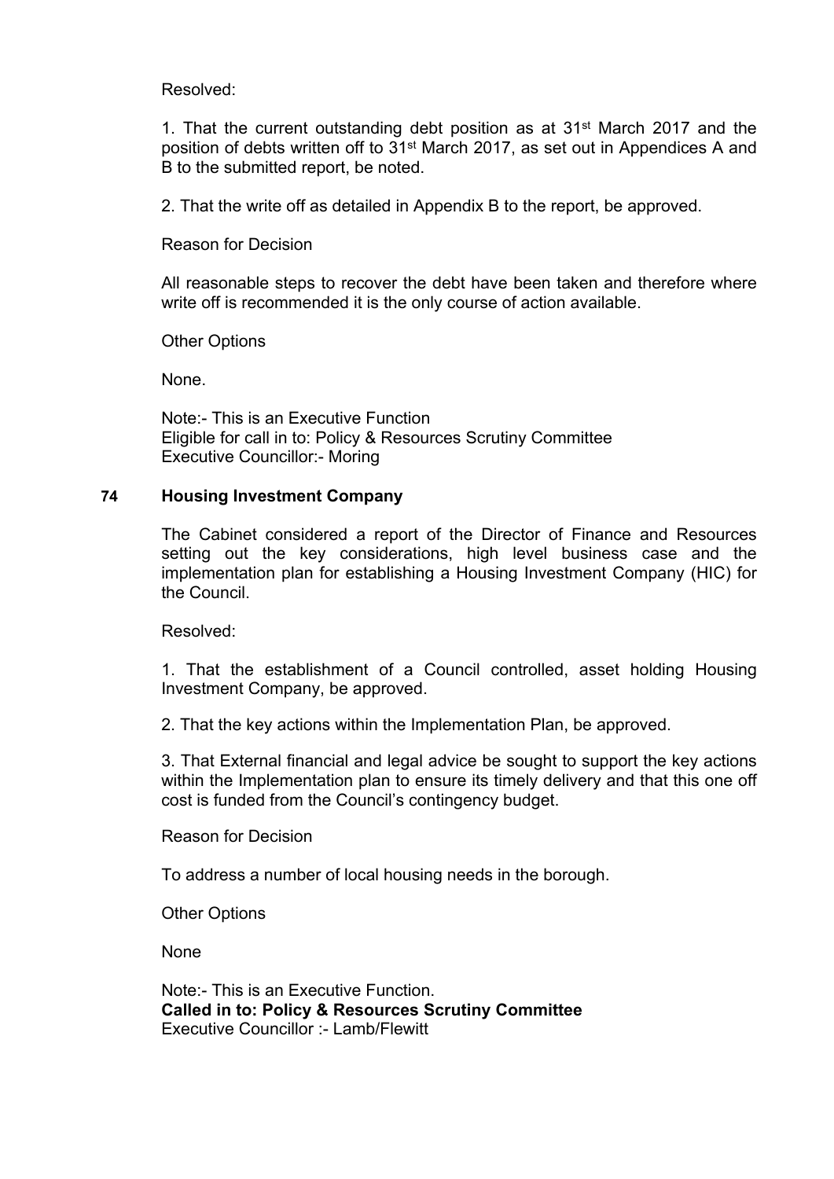Resolved:

1. That the current outstanding debt position as at 31st March 2017 and the position of debts written off to 31st March 2017, as set out in Appendices A and B to the submitted report, be noted.

2. That the write off as detailed in Appendix B to the report, be approved.

Reason for Decision

All reasonable steps to recover the debt have been taken and therefore where write off is recommended it is the only course of action available.

Other Options

None.

Note:- This is an Executive Function
Eligible for call in to: Policy & Resources Scrutiny Committee
Executive Councillor:- Moring

### 74 Housing Investment Company

The Cabinet considered a report of the Director of Finance and Resources setting out the key considerations, high level business case and the implementation plan for establishing a Housing Investment Company (HIC) for the Council.

Resolved:

1. That the establishment of a Council controlled, asset holding Housing Investment Company, be approved.

2. That the key actions within the Implementation Plan, be approved.

3. That External financial and legal advice be sought to support the key actions within the Implementation plan to ensure its timely delivery and that this one off cost is funded from the Council's contingency budget.

Reason for Decision

To address a number of local housing needs in the borough.

Other Options

None

Note:- This is an Executive Function.
**Called in to: Policy & Resources Scrutiny Committee**
Executive Councillor :- Lamb/Flewitt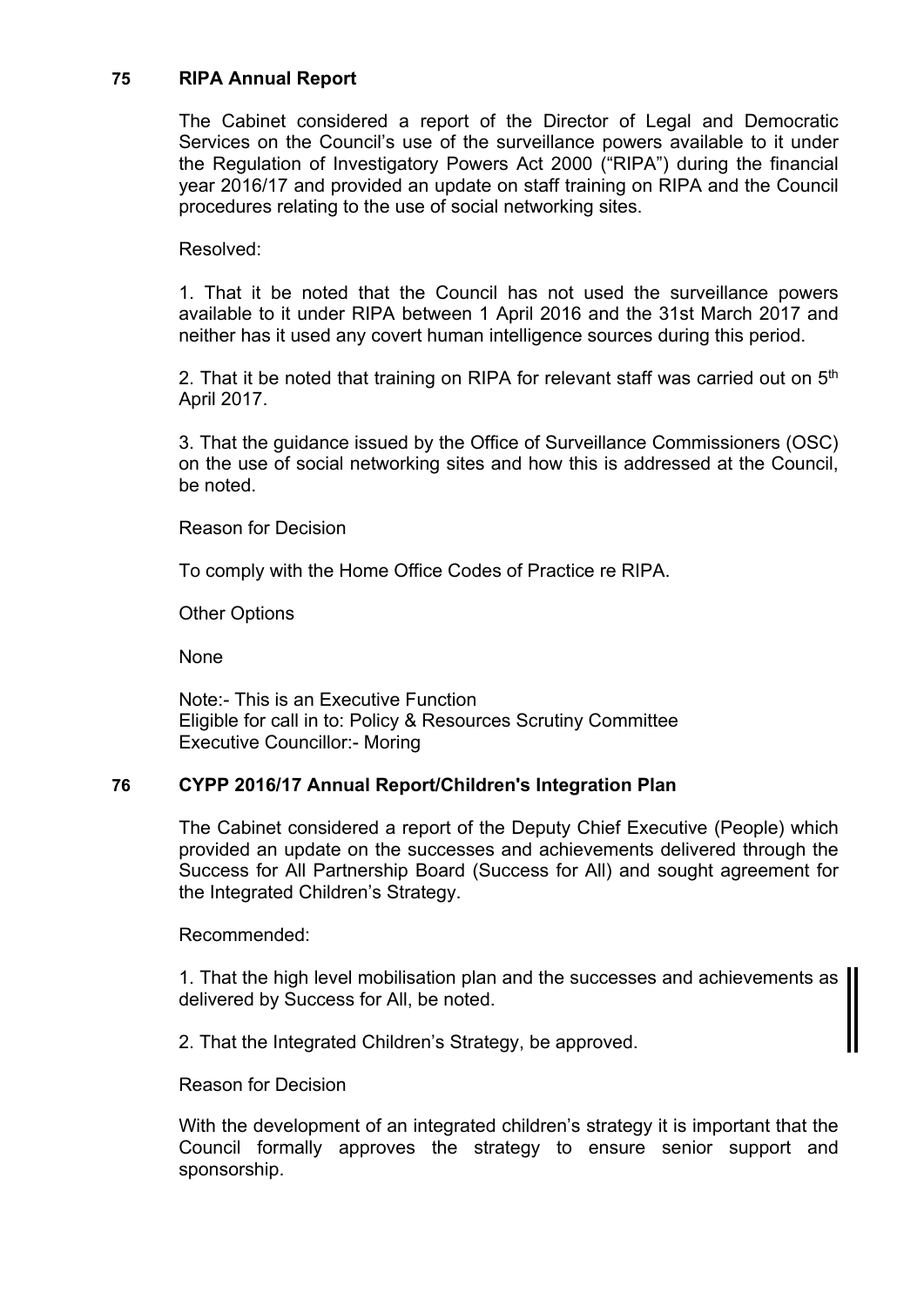## 75 RIPA Annual Report

The Cabinet considered a report of the Director of Legal and Democratic Services on the Council's use of the surveillance powers available to it under the Regulation of Investigatory Powers Act 2000 ("RIPA") during the financial year 2016/17 and provided an update on staff training on RIPA and the Council procedures relating to the use of social networking sites.

Resolved:

1. That it be noted that the Council has not used the surveillance powers available to it under RIPA between 1 April 2016 and the 31st March 2017 and neither has it used any covert human intelligence sources during this period.

2. That it be noted that training on RIPA for relevant staff was carried out on 5th April 2017.

3. That the guidance issued by the Office of Surveillance Commissioners (OSC) on the use of social networking sites and how this is addressed at the Council, be noted.

Reason for Decision

To comply with the Home Office Codes of Practice re RIPA.

Other Options

None

Note:- This is an Executive Function
Eligible for call in to: Policy & Resources Scrutiny Committee
Executive Councillor:- Moring

## 76 CYPP 2016/17 Annual Report/Children's Integration Plan

The Cabinet considered a report of the Deputy Chief Executive (People) which provided an update on the successes and achievements delivered through the Success for All Partnership Board (Success for All) and sought agreement for the Integrated Children's Strategy.

Recommended:

1. That the high level mobilisation plan and the successes and achievements as delivered by Success for All, be noted.

2. That the Integrated Children's Strategy, be approved.

Reason for Decision

With the development of an integrated children's strategy it is important that the Council formally approves the strategy to ensure senior support and sponsorship.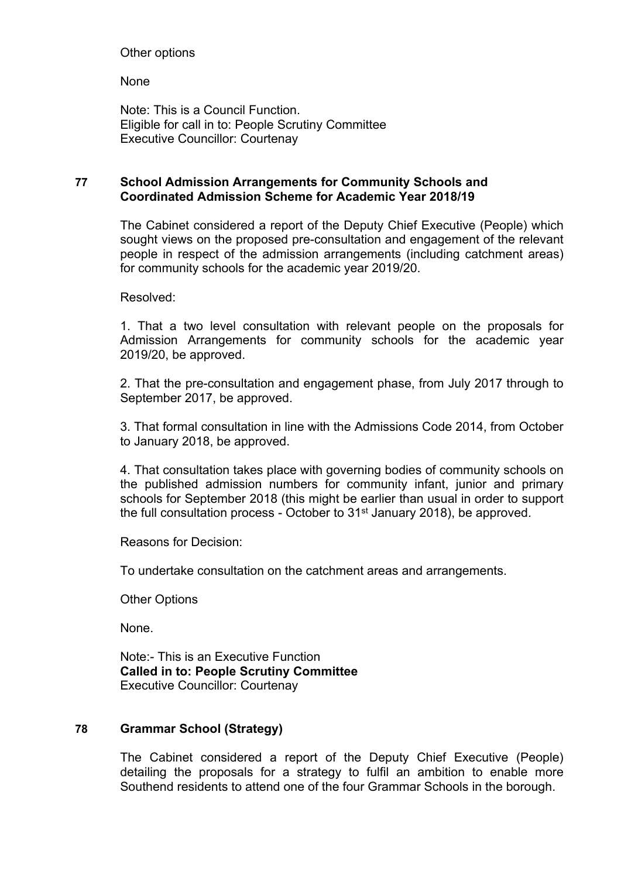Other options

None

Note: This is a Council Function.
Eligible for call in to: People Scrutiny Committee
Executive Councillor: Courtenay

## 77 School Admission Arrangements for Community Schools and Coordinated Admission Scheme for Academic Year 2018/19

The Cabinet considered a report of the Deputy Chief Executive (People) which sought views on the proposed pre-consultation and engagement of the relevant people in respect of the admission arrangements (including catchment areas) for community schools for the academic year 2019/20.

Resolved:

1. That a two level consultation with relevant people on the proposals for Admission Arrangements for community schools for the academic year 2019/20, be approved.

2. That the pre-consultation and engagement phase, from July 2017 through to September 2017, be approved.

3. That formal consultation in line with the Admissions Code 2014, from October to January 2018, be approved.

4. That consultation takes place with governing bodies of community schools on the published admission numbers for community infant, junior and primary schools for September 2018 (this might be earlier than usual in order to support the full consultation process - October to 31st January 2018), be approved.

Reasons for Decision:

To undertake consultation on the catchment areas and arrangements.

Other Options

None.

Note:- This is an Executive Function
**Called in to: People Scrutiny Committee**
Executive Councillor: Courtenay

## 78 Grammar School (Strategy)

The Cabinet considered a report of the Deputy Chief Executive (People) detailing the proposals for a strategy to fulfil an ambition to enable more Southend residents to attend one of the four Grammar Schools in the borough.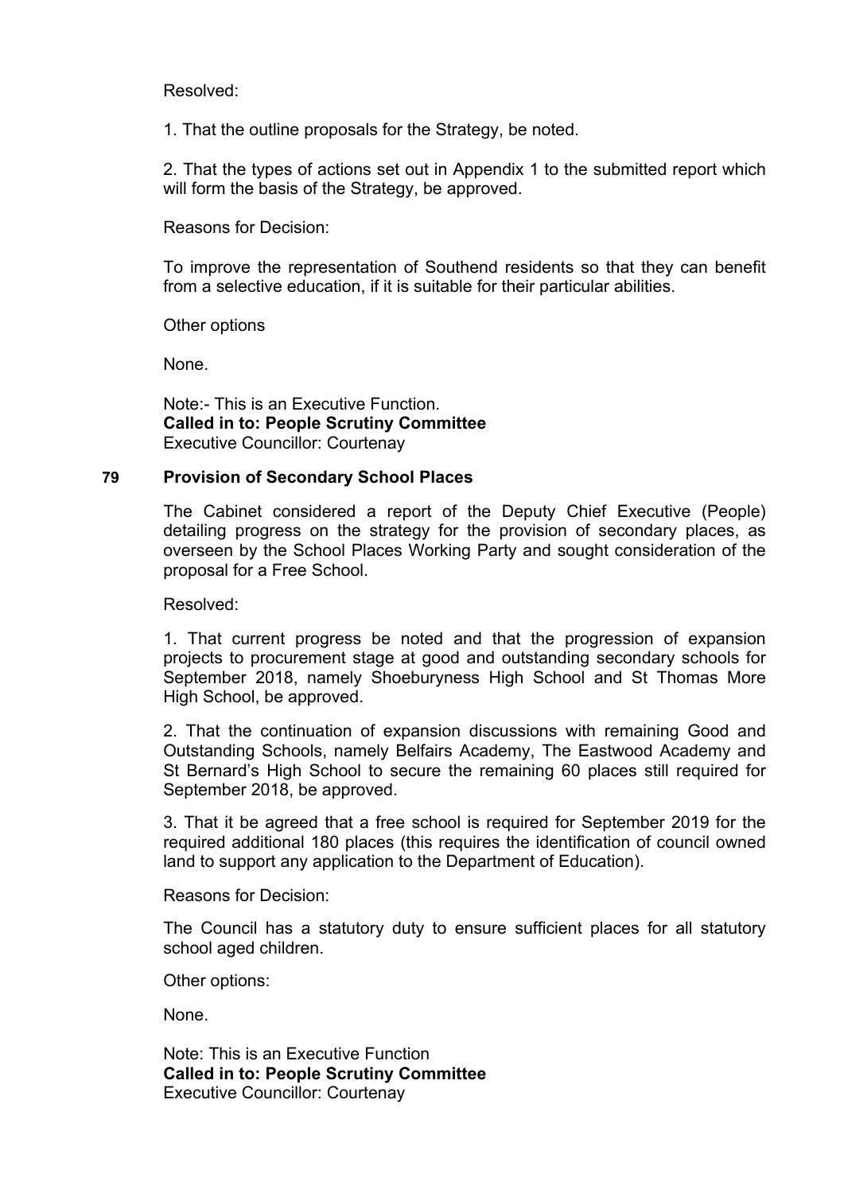Resolved:

1. That the outline proposals for the Strategy, be noted.

2. That the types of actions set out in Appendix 1 to the submitted report which will form the basis of the Strategy, be approved.

Reasons for Decision:

To improve the representation of Southend residents so that they can benefit from a selective education, if it is suitable for their particular abilities.

Other options

None.

Note:- This is an Executive Function.
**Called in to: People Scrutiny Committee**
Executive Councillor: Courtenay

## 79 Provision of Secondary School Places

The Cabinet considered a report of the Deputy Chief Executive (People) detailing progress on the strategy for the provision of secondary places, as overseen by the School Places Working Party and sought consideration of the proposal for a Free School.

Resolved:

1. That current progress be noted and that the progression of expansion projects to procurement stage at good and outstanding secondary schools for September 2018, namely Shoeburyness High School and St Thomas More High School, be approved.

2. That the continuation of expansion discussions with remaining Good and Outstanding Schools, namely Belfairs Academy, The Eastwood Academy and St Bernard's High School to secure the remaining 60 places still required for September 2018, be approved.

3. That it be agreed that a free school is required for September 2019 for the required additional 180 places (this requires the identification of council owned land to support any application to the Department of Education).

Reasons for Decision:

The Council has a statutory duty to ensure sufficient places for all statutory school aged children.

Other options:

None.

Note: This is an Executive Function
**Called in to: People Scrutiny Committee**
Executive Councillor: Courtenay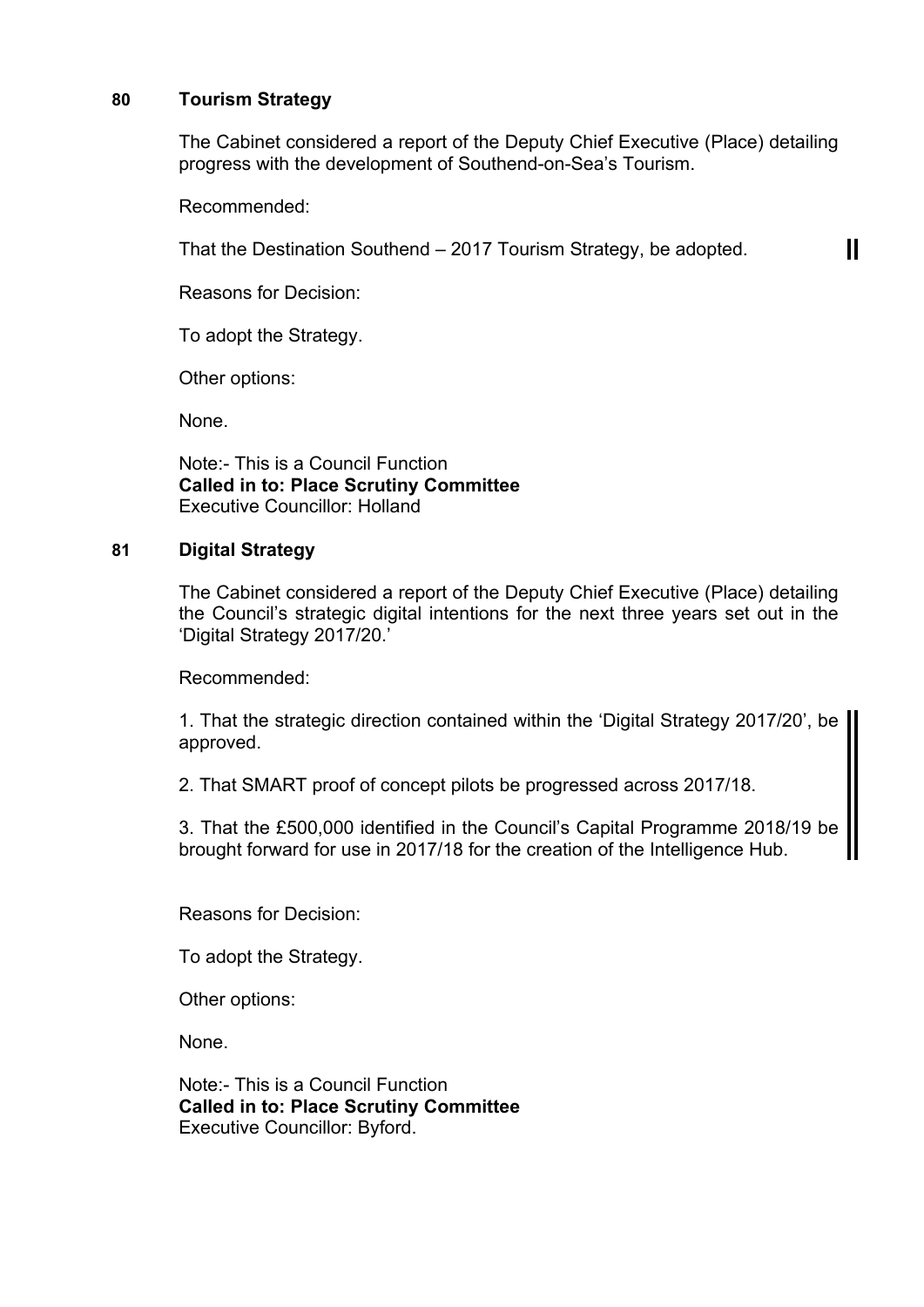## 80 Tourism Strategy

The Cabinet considered a report of the Deputy Chief Executive (Place) detailing progress with the development of Southend-on-Sea's Tourism.

Recommended:

That the Destination Southend – 2017 Tourism Strategy, be adopted.

Reasons for Decision:

To adopt the Strategy.

Other options:

None.

Note:- This is a Council Function
**Called in to: Place Scrutiny Committee**
Executive Councillor: Holland

## 81 Digital Strategy

The Cabinet considered a report of the Deputy Chief Executive (Place) detailing the Council's strategic digital intentions for the next three years set out in the 'Digital Strategy 2017/20.'

Recommended:

1. That the strategic direction contained within the 'Digital Strategy 2017/20', be approved.

2. That SMART proof of concept pilots be progressed across 2017/18.

3. That the £500,000 identified in the Council's Capital Programme 2018/19 be brought forward for use in 2017/18 for the creation of the Intelligence Hub.

Reasons for Decision:

To adopt the Strategy.

Other options:

None.

Note:- This is a Council Function
**Called in to: Place Scrutiny Committee**
Executive Councillor: Byford.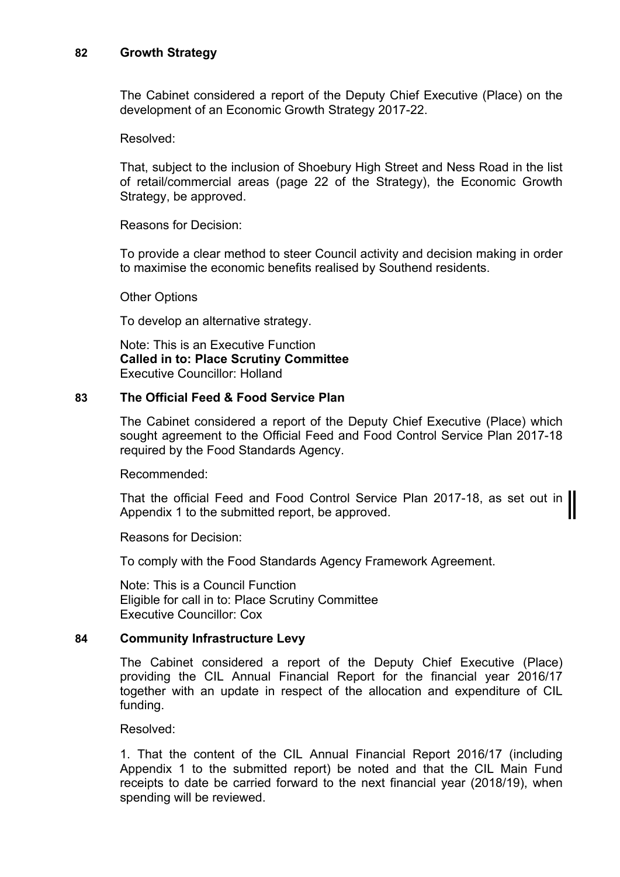## 82 Growth Strategy

The Cabinet considered a report of the Deputy Chief Executive (Place) on the development of an Economic Growth Strategy 2017-22.

Resolved:

That, subject to the inclusion of Shoebury High Street and Ness Road in the list of retail/commercial areas (page 22 of the Strategy), the Economic Growth Strategy, be approved.

Reasons for Decision:

To provide a clear method to steer Council activity and decision making in order to maximise the economic benefits realised by Southend residents.

Other Options

To develop an alternative strategy.

Note: This is an Executive Function
**Called in to: Place Scrutiny Committee**
Executive Councillor: Holland

## 83 The Official Feed & Food Service Plan

The Cabinet considered a report of the Deputy Chief Executive (Place) which sought agreement to the Official Feed and Food Control Service Plan 2017-18 required by the Food Standards Agency.

Recommended:

That the official Feed and Food Control Service Plan 2017-18, as set out in Appendix 1 to the submitted report, be approved.

Reasons for Decision:

To comply with the Food Standards Agency Framework Agreement.

Note: This is a Council Function
Eligible for call in to: Place Scrutiny Committee
Executive Councillor: Cox

## 84 Community Infrastructure Levy

The Cabinet considered a report of the Deputy Chief Executive (Place) providing the CIL Annual Financial Report for the financial year 2016/17 together with an update in respect of the allocation and expenditure of CIL funding.

Resolved:

1. That the content of the CIL Annual Financial Report 2016/17 (including Appendix 1 to the submitted report) be noted and that the CIL Main Fund receipts to date be carried forward to the next financial year (2018/19), when spending will be reviewed.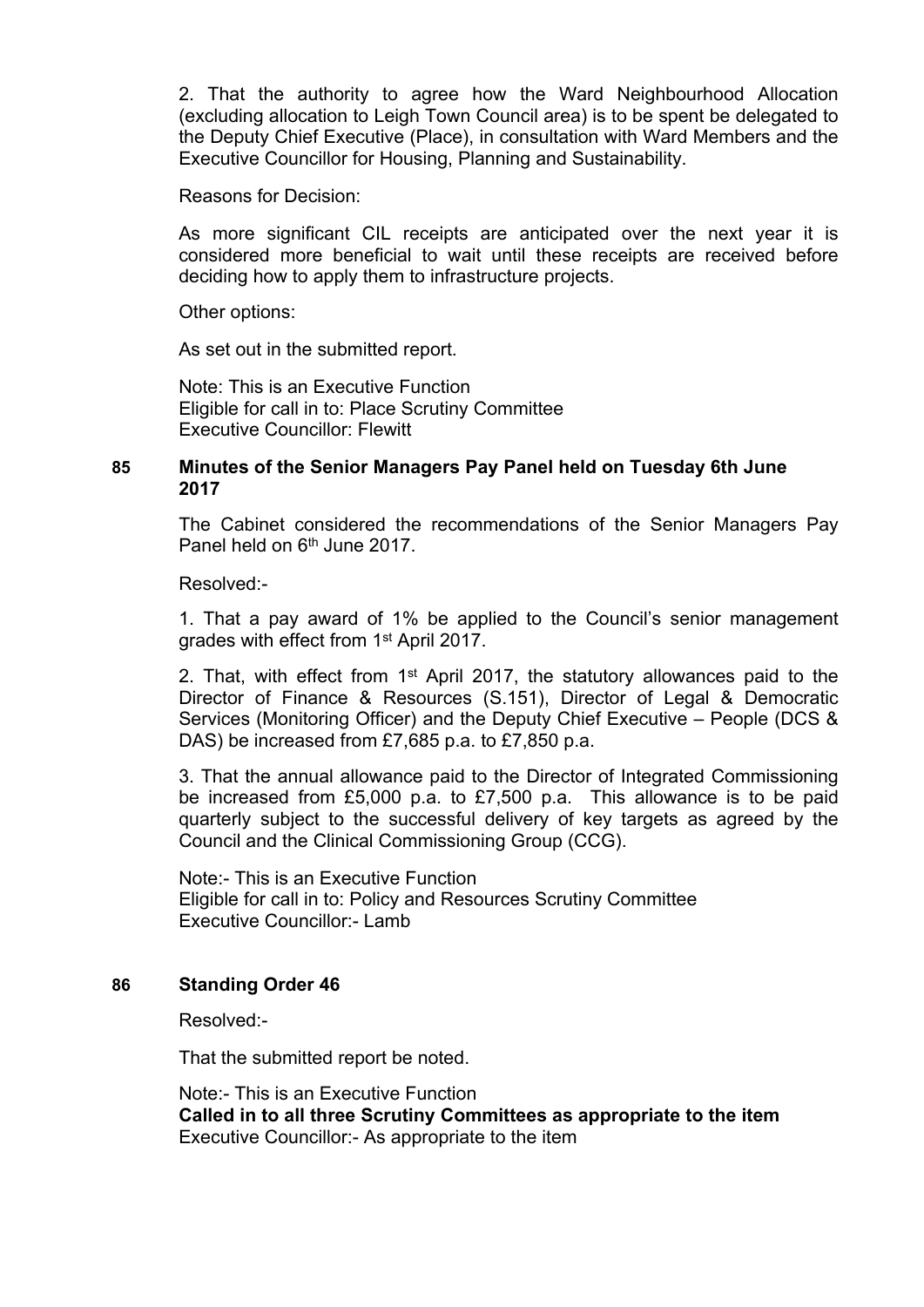2. That the authority to agree how the Ward Neighbourhood Allocation (excluding allocation to Leigh Town Council area) is to be spent be delegated to the Deputy Chief Executive (Place), in consultation with Ward Members and the Executive Councillor for Housing, Planning and Sustainability.

Reasons for Decision:

As more significant CIL receipts are anticipated over the next year it is considered more beneficial to wait until these receipts are received before deciding how to apply them to infrastructure projects.

Other options:

As set out in the submitted report.

Note: This is an Executive Function
Eligible for call in to: Place Scrutiny Committee
Executive Councillor: Flewitt

## 85 Minutes of the Senior Managers Pay Panel held on Tuesday 6th June 2017

The Cabinet considered the recommendations of the Senior Managers Pay Panel held on 6th June 2017.

Resolved:-

1. That a pay award of 1% be applied to the Council's senior management grades with effect from 1st April 2017.

2. That, with effect from 1st April 2017, the statutory allowances paid to the Director of Finance & Resources (S.151), Director of Legal & Democratic Services (Monitoring Officer) and the Deputy Chief Executive – People (DCS & DAS) be increased from £7,685 p.a. to £7,850 p.a.

3. That the annual allowance paid to the Director of Integrated Commissioning be increased from £5,000 p.a. to £7,500 p.a. This allowance is to be paid quarterly subject to the successful delivery of key targets as agreed by the Council and the Clinical Commissioning Group (CCG).

Note:- This is an Executive Function
Eligible for call in to: Policy and Resources Scrutiny Committee
Executive Councillor:- Lamb

## 86 Standing Order 46

Resolved:-

That the submitted report be noted.

Note:- This is an Executive Function
**Called in to all three Scrutiny Committees as appropriate to the item**
Executive Councillor:- As appropriate to the item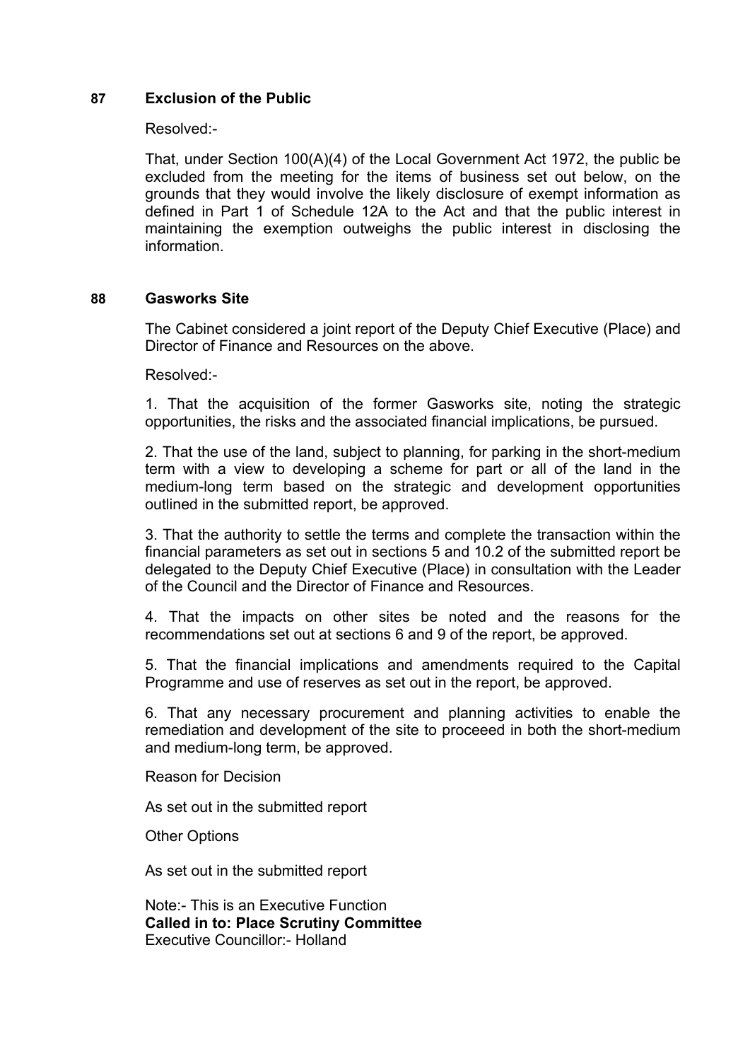## 87 Exclusion of the Public

Resolved:-

That, under Section 100(A)(4) of the Local Government Act 1972, the public be excluded from the meeting for the items of business set out below, on the grounds that they would involve the likely disclosure of exempt information as defined in Part 1 of Schedule 12A to the Act and that the public interest in maintaining the exemption outweighs the public interest in disclosing the information.

## 88 Gasworks Site

The Cabinet considered a joint report of the Deputy Chief Executive (Place) and Director of Finance and Resources on the above.

Resolved:-

1. That the acquisition of the former Gasworks site, noting the strategic opportunities, the risks and the associated financial implications, be pursued.

2. That the use of the land, subject to planning, for parking in the short-medium term with a view to developing a scheme for part or all of the land in the medium-long term based on the strategic and development opportunities outlined in the submitted report, be approved.

3. That the authority to settle the terms and complete the transaction within the financial parameters as set out in sections 5 and 10.2 of the submitted report be delegated to the Deputy Chief Executive (Place) in consultation with the Leader of the Council and the Director of Finance and Resources.

4. That the impacts on other sites be noted and the reasons for the recommendations set out at sections 6 and 9 of the report, be approved.

5. That the financial implications and amendments required to the Capital Programme and use of reserves as set out in the report, be approved.

6. That any necessary procurement and planning activities to enable the remediation and development of the site to proceeed in both the short-medium and medium-long term, be approved.

Reason for Decision

As set out in the submitted report

Other Options

As set out in the submitted report

Note:- This is an Executive Function
**Called in to: Place Scrutiny Committee**
Executive Councillor:- Holland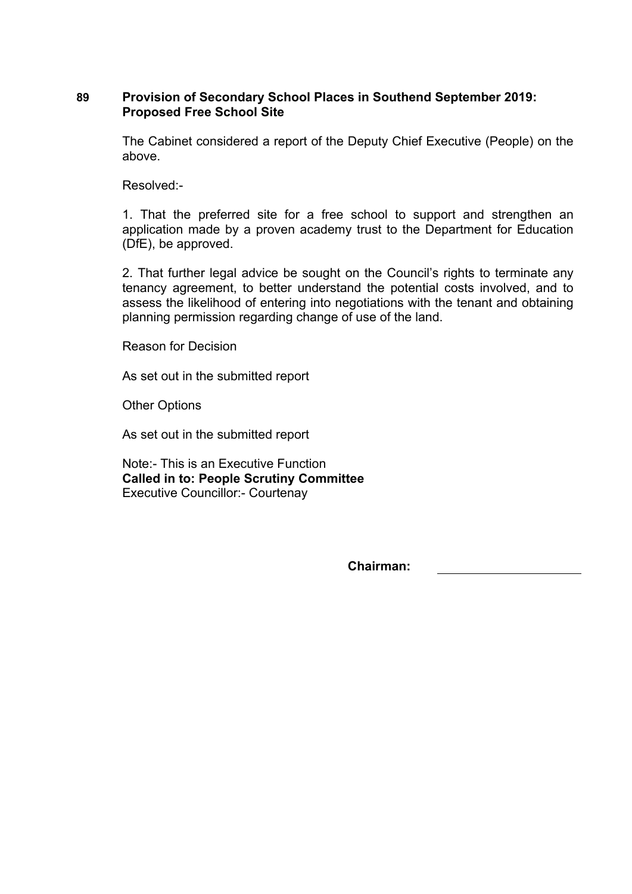### 89 Provision of Secondary School Places in Southend September 2019: Proposed Free School Site

The Cabinet considered a report of the Deputy Chief Executive (People) on the above.

Resolved:-

1. That the preferred site for a free school to support and strengthen an application made by a proven academy trust to the Department for Education (DfE), be approved.

2. That further legal advice be sought on the Council's rights to terminate any tenancy agreement, to better understand the potential costs involved, and to assess the likelihood of entering into negotiations with the tenant and obtaining planning permission regarding change of use of the land.

Reason for Decision

As set out in the submitted report

Other Options

As set out in the submitted report

Note:- This is an Executive Function
**Called in to: People Scrutiny Committee**
Executive Councillor:- Courtenay

**Chairman:** ____________________